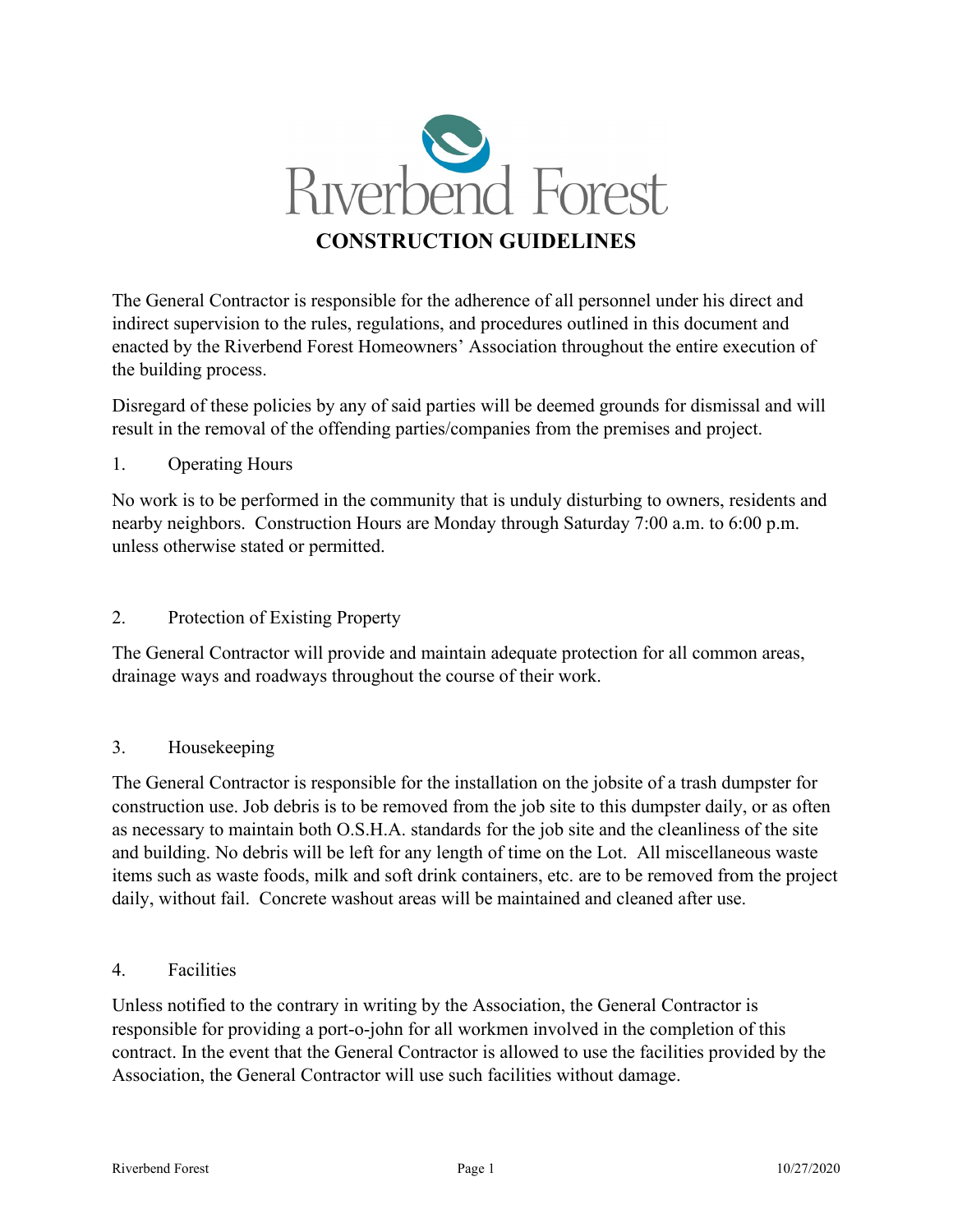# Riverbend Forest

## CONSTRUCTION GUIDELINES

The General Contractor is responsible for the adherence of all personnel under his direct and indirect supervision to the rules, regulations, and procedures outlined in this document and enacted by the Riverbend Forest Homeowners' Association throughout the entire execution of the building process.

Disregard of these policies by any of said parties will be deemed grounds for dismissal and will result in the removal of the offending parties/companies from the premises and project.

1. Operating Hours

No work is to be performed in the community that is unduly disturbing to owners, residents and nearby neighbors. Construction Hours are Monday through Saturday 7:00 a.m. to 6:00 p.m. unless otherwise stated or permitted.

2. Protection of Existing Property

The General Contractor will provide and maintain adequate protection for all common areas, drainage ways and roadways throughout the course of their work.

3. Housekeeping

The General Contractor is responsible for the installation on the jobsite of a trash dumpster for construction use. Job debris is to be removed from the job site to this dumpster daily, or as often as necessary to maintain both O.S.H.A. standards for the job site and the cleanliness of the site and building. No debris will be left for any length of time on the Lot. All miscellaneous waste items such as waste foods, milk and soft drink containers, etc. are to be removed from the project daily, without fail. Concrete washout areas will be maintained and cleaned after use.

4. Facilities

Unless notified to the contrary in writing by the Association, the General Contractor is responsible for providing a port-o-john for all workmen involved in the completion of this contract. In the event that the General Contractor is allowed to use the facilities provided by the Association, the General Contractor will use such facilities without damage.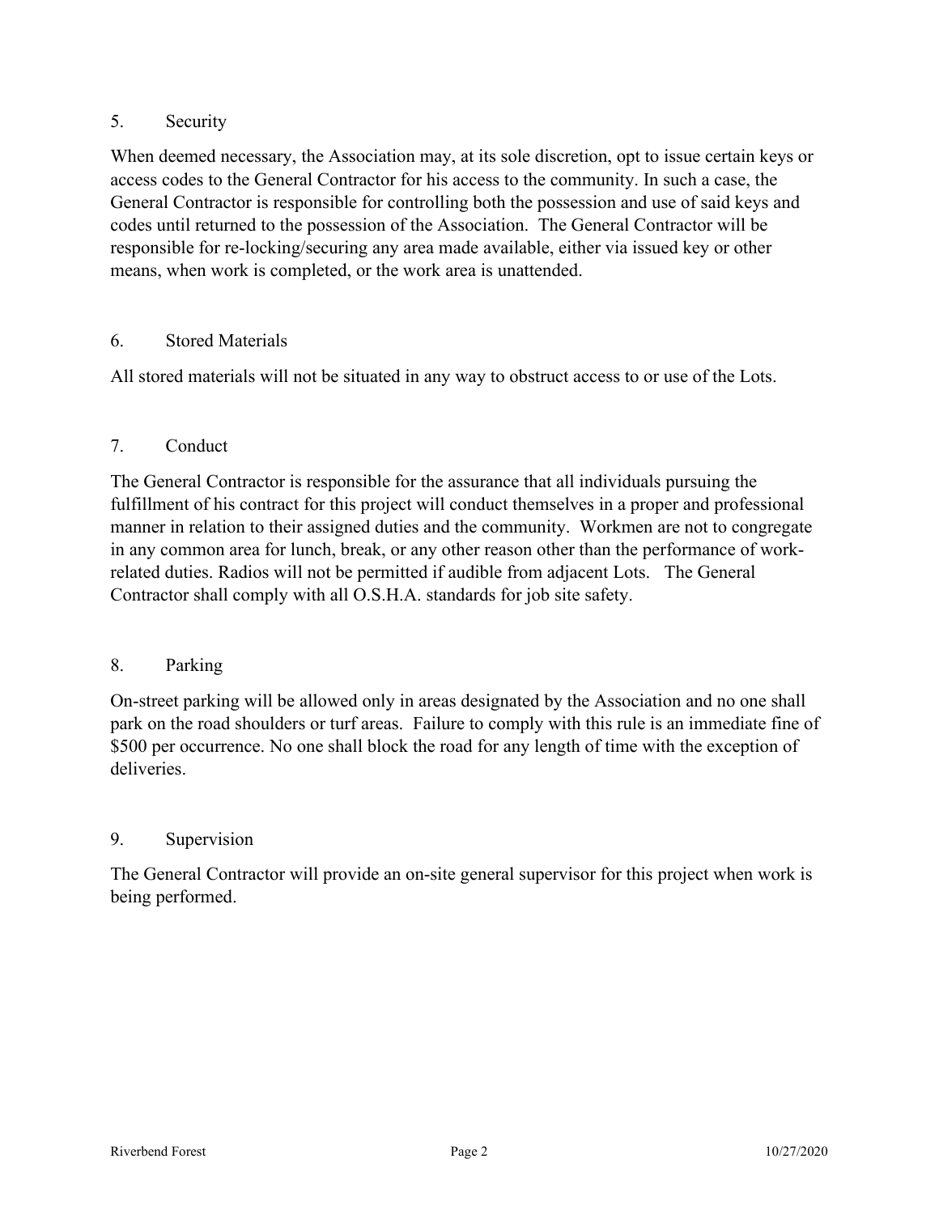5. Security

When deemed necessary, the Association may, at its sole discretion, opt to issue certain keys or access codes to the General Contractor for his access to the community. In such a case, the General Contractor is responsible for controlling both the possession and use of said keys and codes until returned to the possession of the Association. The General Contractor will be responsible for re-locking/securing any area made available, either via issued key or other means, when work is completed, or the work area is unattended.

6. Stored Materials

All stored materials will not be situated in any way to obstruct access to or use of the Lots.

7. Conduct

The General Contractor is responsible for the assurance that all individuals pursuing the fulfillment of his contract for this project will conduct themselves in a proper and professional manner in relation to their assigned duties and the community. Workmen are not to congregate in any common area for lunch, break, or any other reason other than the performance of work-related duties. Radios will not be permitted if audible from adjacent Lots. The General Contractor shall comply with all O.S.H.A. standards for job site safety.

8. Parking

On-street parking will be allowed only in areas designated by the Association and no one shall park on the road shoulders or turf areas. Failure to comply with this rule is an immediate fine of $500 per occurrence. No one shall block the road for any length of time with the exception of deliveries.

9. Supervision

The General Contractor will provide an on-site general supervisor for this project when work is being performed.